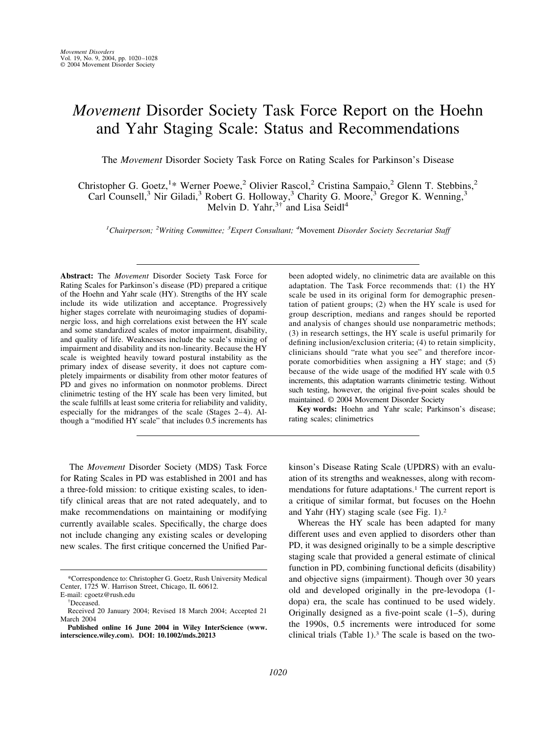# *Movement* Disorder Society Task Force Report on the Hoehn and Yahr Staging Scale: Status and Recommendations

The *Movement* Disorder Society Task Force on Rating Scales for Parkinson's Disease

Christopher G. Goetz,[1]* Werner Poewe,[2] Olivier Rascol,[2] Cristina Sampaio,[2] Glenn T. Stebbins,[2] Carl Counsell,[3] Nir Giladi,[3] Robert G. Holloway,[3] Charity G. Moore,[3] Gregor K. Wenning,[3] Melvin D. Yahr,[3]† and Lisa Seidl[4]

[1]*Chairperson;* [2]*Writing Committee;* [3]*Expert Consultant;* [4]Movement *Disorder Society Secretariat Staff*

**Abstract:** The *Movement* Disorder Society Task Force for Rating Scales for Parkinson's disease (PD) prepared a critique of the Hoehn and Yahr scale (HY). Strengths of the HY scale include its wide utilization and acceptance. Progressively higher stages correlate with neuroimaging studies of dopaminergic loss, and high correlations exist between the HY scale and some standardized scales of motor impairment, disability, and quality of life. Weaknesses include the scale's mixing of impairment and disability and its non-linearity. Because the HY scale is weighted heavily toward postural instability as the primary index of disease severity, it does not capture completely impairments or disability from other motor features of PD and gives no information on nonmotor problems. Direct clinimetric testing of the HY scale has been very limited, but the scale fulfills at least some criteria for reliability and validity, especially for the midranges of the scale (Stages 2–4). Although a "modified HY scale" that includes 0.5 increments has been adopted widely, no clinimetric data are available on this adaptation. The Task Force recommends that: (1) the HY scale be used in its original form for demographic presentation of patient groups; (2) when the HY scale is used for group description, medians and ranges should be reported and analysis of changes should use nonparametric methods; (3) in research settings, the HY scale is useful primarily for defining inclusion/exclusion criteria; (4) to retain simplicity, clinicians should "rate what you see" and therefore incorporate comorbidities when assigning a HY stage; and (5) because of the wide usage of the modified HY scale with 0.5 increments, this adaptation warrants clinimetric testing. Without such testing, however, the original five-point scales should be maintained. © 2004 Movement Disorder Society

**Key words:** Hoehn and Yahr scale; Parkinson's disease; rating scales; clinimetrics

The *Movement* Disorder Society (MDS) Task Force for Rating Scales in PD was established in 2001 and has a three-fold mission: to critique existing scales, to identify clinical areas that are not rated adequately, and to make recommendations on maintaining or modifying currently available scales. Specifically, the charge does not include changing any existing scales or developing new scales. The first critique concerned the Unified Parkinson's Disease Rating Scale (UPDRS) with an evaluation of its strengths and weaknesses, along with recommendations for future adaptations.[1] The current report is a critique of similar format, but focuses on the Hoehn and Yahr (HY) staging scale (see Fig. 1).[2]

Whereas the HY scale has been adapted for many different uses and even applied to disorders other than PD, it was designed originally to be a simple descriptive staging scale that provided a general estimate of clinical function in PD, combining functional deficits (disability) and objective signs (impairment). Though over 30 years old and developed originally in the pre-levodopa (l-dopa) era, the scale has continued to be used widely. Originally designed as a five-point scale (1–5), during the 1990s, 0.5 increments were introduced for some clinical trials (Table 1).[3] The scale is based on the two-

---

*Correspondence to: Christopher G. Goetz, Rush University Medical Center, 1725 W. Harrison Street, Chicago, IL 60612. E-mail: cgoetz@rush.edu

†Deceased.

Received 20 January 2004; Revised 18 March 2004; Accepted 21 March 2004

**Published online 16 June 2004 in Wiley InterScience (www.interscience.wiley.com). DOI: 10.1002/mds.20213**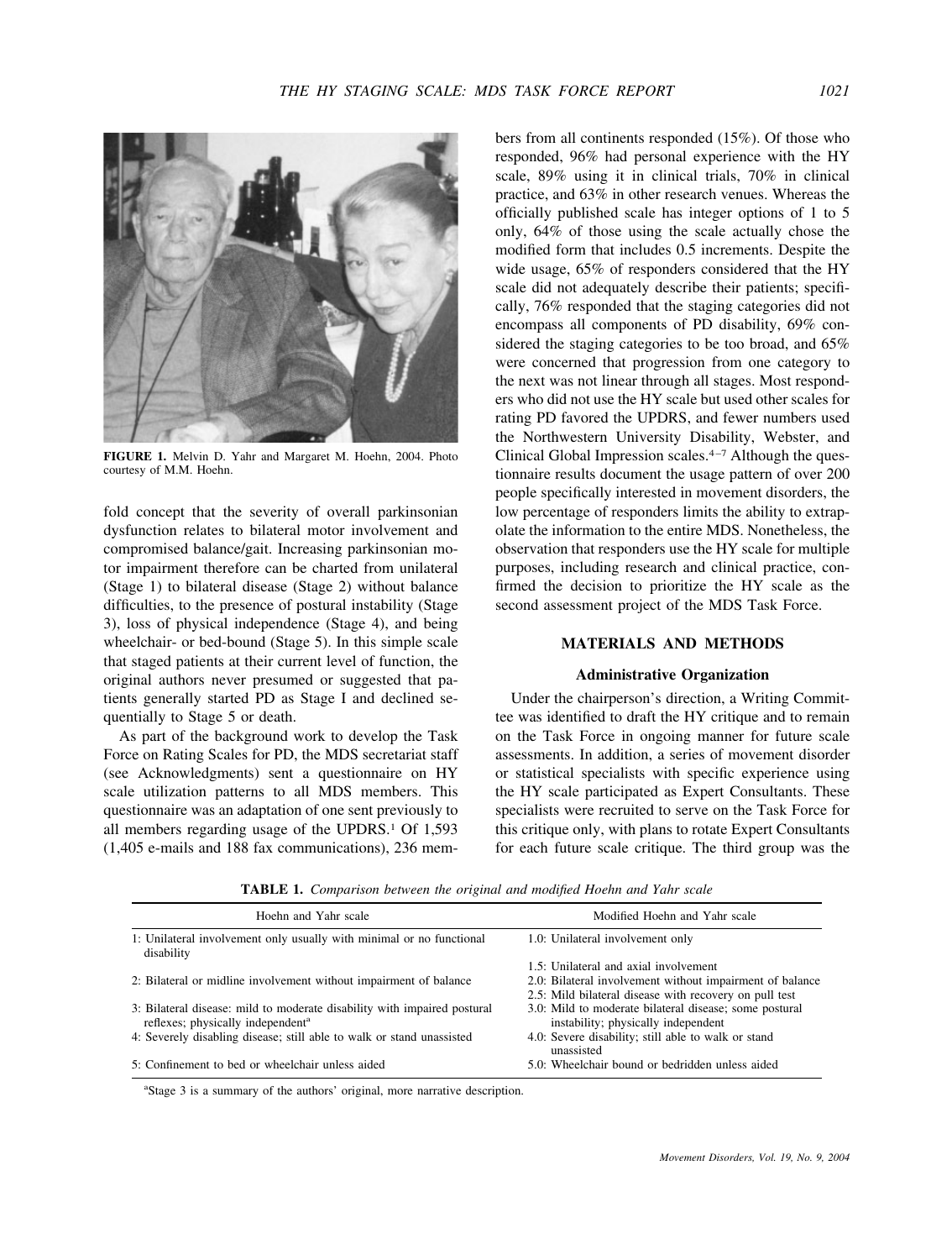**FIGURE 1.** Melvin D. Yahr and Margaret M. Hoehn, 2004. Photo courtesy of M.M. Hoehn.

fold concept that the severity of overall parkinsonian dysfunction relates to bilateral motor involvement and compromised balance/gait. Increasing parkinsonian motor impairment therefore can be charted from unilateral (Stage 1) to bilateral disease (Stage 2) without balance difficulties, to the presence of postural instability (Stage 3), loss of physical independence (Stage 4), and being wheelchair- or bed-bound (Stage 5). In this simple scale that staged patients at their current level of function, the original authors never presumed or suggested that patients generally started PD as Stage I and declined sequentially to Stage 5 or death.

As part of the background work to develop the Task Force on Rating Scales for PD, the MDS secretariat staff (see Acknowledgments) sent a questionnaire on HY scale utilization patterns to all MDS members. This questionnaire was an adaptation of one sent previously to all members regarding usage of the UPDRS.[1] Of 1,593 (1,405 e-mails and 188 fax communications), 236 members from all continents responded (15%). Of those who responded, 96% had personal experience with the HY scale, 89% using it in clinical trials, 70% in clinical practice, and 63% in other research venues. Whereas the officially published scale has integer options of 1 to 5 only, 64% of those using the scale actually chose the modified form that includes 0.5 increments. Despite the wide usage, 65% of responders considered that the HY scale did not adequately describe their patients; specifically, 76% responded that the staging categories did not encompass all components of PD disability, 69% considered the staging categories to be too broad, and 65% were concerned that progression from one category to the next was not linear through all stages. Most responders who did not use the HY scale but used other scales for rating PD favored the UPDRS, and fewer numbers used the Northwestern University Disability, Webster, and Clinical Global Impression scales.[4–7] Although the questionnaire results document the usage pattern of over 200 people specifically interested in movement disorders, the low percentage of responders limits the ability to extrapolate the information to the entire MDS. Nonetheless, the observation that responders use the HY scale for multiple purposes, including research and clinical practice, confirmed the decision to prioritize the HY scale as the second assessment project of the MDS Task Force.

## MATERIALS AND METHODS

### Administrative Organization

Under the chairperson's direction, a Writing Committee was identified to draft the HY critique and to remain on the Task Force in ongoing manner for future scale assessments. In addition, a series of movement disorder or statistical specialists with specific experience using the HY scale participated as Expert Consultants. These specialists were recruited to serve on the Task Force for this critique only, with plans to rotate Expert Consultants for each future scale critique. The third group was the

**TABLE 1.** *Comparison between the original and modified Hoehn and Yahr scale*

| Hoehn and Yahr scale | Modified Hoehn and Yahr scale |
|---|---|
| 1: Unilateral involvement only usually with minimal or no functional disability | 1.0: Unilateral involvement only |
| | 1.5: Unilateral and axial involvement |
| 2: Bilateral or midline involvement without impairment of balance | 2.0: Bilateral involvement without impairment of balance |
| | 2.5: Mild bilateral disease with recovery on pull test |
| 3: Bilateral disease: mild to moderate disability with impaired postural reflexes; physically independent[a] | 3.0: Mild to moderate bilateral disease; some postural instability; physically independent |
| 4: Severely disabling disease; still able to walk or stand unassisted | 4.0: Severe disability; still able to walk or stand unassisted |
| 5: Confinement to bed or wheelchair unless aided | 5.0: Wheelchair bound or bedridden unless aided |

[a]Stage 3 is a summary of the authors' original, more narrative description.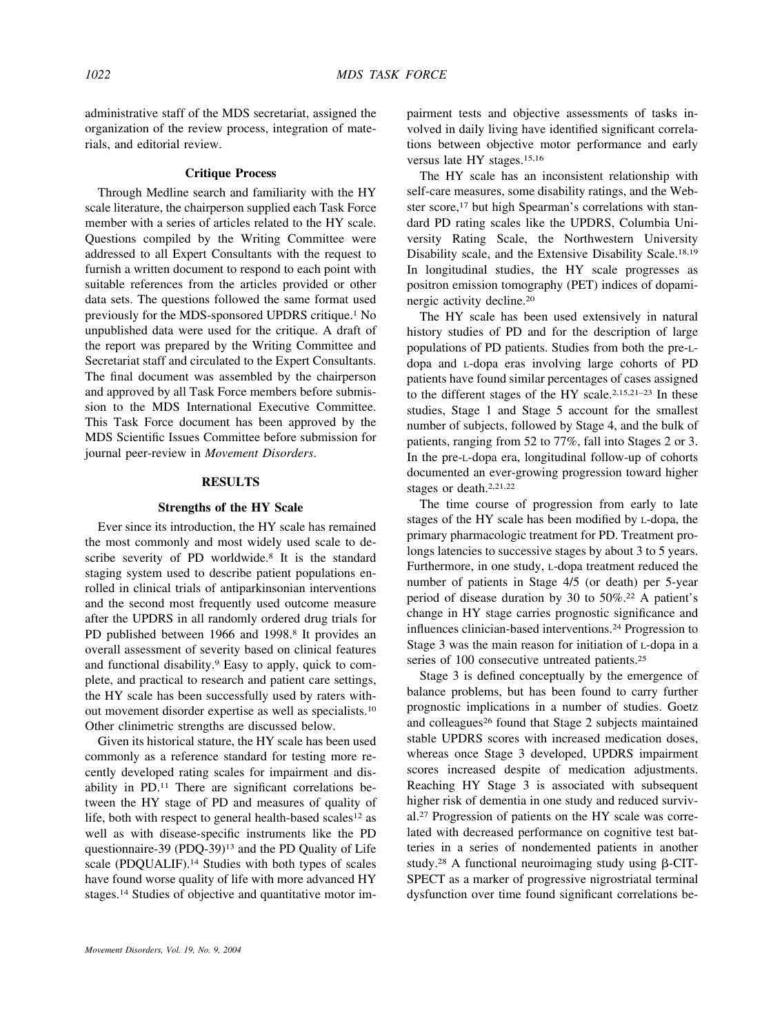administrative staff of the MDS secretariat, assigned the organization of the review process, integration of materials, and editorial review.

### Critique Process

Through Medline search and familiarity with the HY scale literature, the chairperson supplied each Task Force member with a series of articles related to the HY scale. Questions compiled by the Writing Committee were addressed to all Expert Consultants with the request to furnish a written document to respond to each point with suitable references from the articles provided or other data sets. The questions followed the same format used previously for the MDS-sponsored UPDRS critique.[1] No unpublished data were used for the critique. A draft of the report was prepared by the Writing Committee and Secretariat staff and circulated to the Expert Consultants. The final document was assembled by the chairperson and approved by all Task Force members before submission to the MDS International Executive Committee. This Task Force document has been approved by the MDS Scientific Issues Committee before submission for journal peer-review in *Movement Disorders*.

## RESULTS

### Strengths of the HY Scale

Ever since its introduction, the HY scale has remained the most commonly and most widely used scale to describe severity of PD worldwide.[8] It is the standard staging system used to describe patient populations enrolled in clinical trials of antiparkinsonian interventions and the second most frequently used outcome measure after the UPDRS in all randomly ordered drug trials for PD published between 1966 and 1998.[8] It provides an overall assessment of severity based on clinical features and functional disability.[9] Easy to apply, quick to complete, and practical to research and patient care settings, the HY scale has been successfully used by raters without movement disorder expertise as well as specialists.[10] Other clinimetric strengths are discussed below.

Given its historical stature, the HY scale has been used commonly as a reference standard for testing more recently developed rating scales for impairment and disability in PD.[11] There are significant correlations between the HY stage of PD and measures of quality of life, both with respect to general health-based scales[12] as well as with disease-specific instruments like the PD questionnaire-39 (PDQ-39)[13] and the PD Quality of Life scale (PDQUALIF).[14] Studies with both types of scales have found worse quality of life with more advanced HY stages.[14] Studies of objective and quantitative motor impairment tests and objective assessments of tasks involved in daily living have identified significant correlations between objective motor performance and early versus late HY stages.[15,16]

The HY scale has an inconsistent relationship with self-care measures, some disability ratings, and the Webster score,[17] but high Spearman's correlations with standard PD rating scales like the UPDRS, Columbia University Rating Scale, the Northwestern University Disability scale, and the Extensive Disability Scale.[18,19] In longitudinal studies, the HY scale progresses as positron emission tomography (PET) indices of dopaminergic activity decline.[20]

The HY scale has been used extensively in natural history studies of PD and for the description of large populations of PD patients. Studies from both the pre-L-dopa and L-dopa eras involving large cohorts of PD patients have found similar percentages of cases assigned to the different stages of the HY scale.[2,15,21–23] In these studies, Stage 1 and Stage 5 account for the smallest number of subjects, followed by Stage 4, and the bulk of patients, ranging from 52 to 77%, fall into Stages 2 or 3. In the pre-L-dopa era, longitudinal follow-up of cohorts documented an ever-growing progression toward higher stages or death.[2,21,22]

The time course of progression from early to late stages of the HY scale has been modified by L-dopa, the primary pharmacologic treatment for PD. Treatment prolongs latencies to successive stages by about 3 to 5 years. Furthermore, in one study, L-dopa treatment reduced the number of patients in Stage 4/5 (or death) per 5-year period of disease duration by 30 to 50%.[22] A patient's change in HY stage carries prognostic significance and influences clinician-based interventions.[24] Progression to Stage 3 was the main reason for initiation of L-dopa in a series of 100 consecutive untreated patients.[25]

Stage 3 is defined conceptually by the emergence of balance problems, but has been found to carry further prognostic implications in a number of studies. Goetz and colleagues[26] found that Stage 2 subjects maintained stable UPDRS scores with increased medication doses, whereas once Stage 3 developed, UPDRS impairment scores increased despite of medication adjustments. Reaching HY Stage 3 is associated with subsequent higher risk of dementia in one study and reduced survival.[27] Progression of patients on the HY scale was correlated with decreased performance on cognitive test batteries in a series of nondemented patients in another study.[28] A functional neuroimaging study using β-CIT-SPECT as a marker of progressive nigrostriatal terminal dysfunction over time found significant correlations be-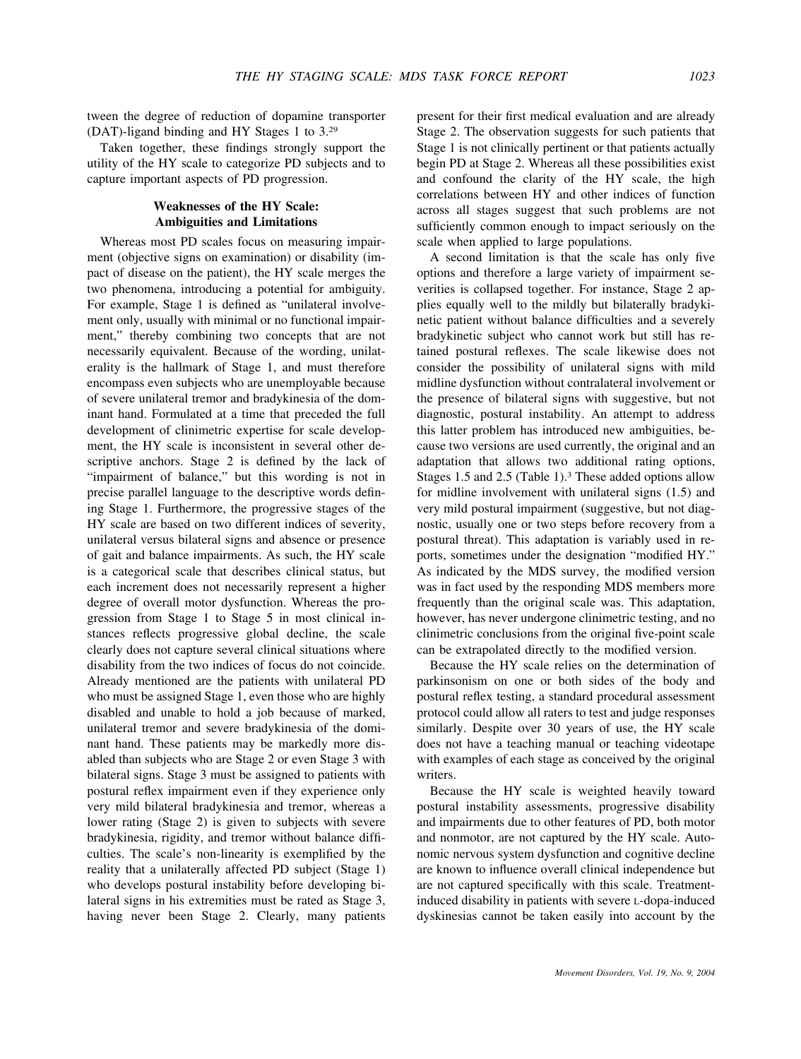tween the degree of reduction of dopamine transporter (DAT)-ligand binding and HY Stages 1 to 3.[29]

Taken together, these findings strongly support the utility of the HY scale to categorize PD subjects and to capture important aspects of PD progression.

## Weaknesses of the HY Scale: Ambiguities and Limitations

Whereas most PD scales focus on measuring impairment (objective signs on examination) or disability (impact of disease on the patient), the HY scale merges the two phenomena, introducing a potential for ambiguity. For example, Stage 1 is defined as "unilateral involvement only, usually with minimal or no functional impairment," thereby combining two concepts that are not necessarily equivalent. Because of the wording, unilaterality is the hallmark of Stage 1, and must therefore encompass even subjects who are unemployable because of severe unilateral tremor and bradykinesia of the dominant hand. Formulated at a time that preceded the full development of clinimetric expertise for scale development, the HY scale is inconsistent in several other descriptive anchors. Stage 2 is defined by the lack of "impairment of balance," but this wording is not in precise parallel language to the descriptive words defining Stage 1. Furthermore, the progressive stages of the HY scale are based on two different indices of severity, unilateral versus bilateral signs and absence or presence of gait and balance impairments. As such, the HY scale is a categorical scale that describes clinical status, but each increment does not necessarily represent a higher degree of overall motor dysfunction. Whereas the progression from Stage 1 to Stage 5 in most clinical instances reflects progressive global decline, the scale clearly does not capture several clinical situations where disability from the two indices of focus do not coincide. Already mentioned are the patients with unilateral PD who must be assigned Stage 1, even those who are highly disabled and unable to hold a job because of marked, unilateral tremor and severe bradykinesia of the dominant hand. These patients may be markedly more disabled than subjects who are Stage 2 or even Stage 3 with bilateral signs. Stage 3 must be assigned to patients with postural reflex impairment even if they experience only very mild bilateral bradykinesia and tremor, whereas a lower rating (Stage 2) is given to subjects with severe bradykinesia, rigidity, and tremor without balance difficulties. The scale's non-linearity is exemplified by the reality that a unilaterally affected PD subject (Stage 1) who develops postural instability before developing bilateral signs in his extremities must be rated as Stage 3, having never been Stage 2. Clearly, many patients present for their first medical evaluation and are already Stage 2. The observation suggests for such patients that Stage 1 is not clinically pertinent or that patients actually begin PD at Stage 2. Whereas all these possibilities exist and confound the clarity of the HY scale, the high correlations between HY and other indices of function across all stages suggest that such problems are not sufficiently common enough to impact seriously on the scale when applied to large populations.

A second limitation is that the scale has only five options and therefore a large variety of impairment severities is collapsed together. For instance, Stage 2 applies equally well to the mildly but bilaterally bradykinetic patient without balance difficulties and a severely bradykinetic subject who cannot work but still has retained postural reflexes. The scale likewise does not consider the possibility of unilateral signs with mild midline dysfunction without contralateral involvement or the presence of bilateral signs with suggestive, but not diagnostic, postural instability. An attempt to address this latter problem has introduced new ambiguities, because two versions are used currently, the original and an adaptation that allows two additional rating options, Stages 1.5 and 2.5 (Table 1).[3] These added options allow for midline involvement with unilateral signs (1.5) and very mild postural impairment (suggestive, but not diagnostic, usually one or two steps before recovery from a postural threat). This adaptation is variably used in reports, sometimes under the designation "modified HY." As indicated by the MDS survey, the modified version was in fact used by the responding MDS members more frequently than the original scale was. This adaptation, however, has never undergone clinimetric testing, and no clinimetric conclusions from the original five-point scale can be extrapolated directly to the modified version.

Because the HY scale relies on the determination of parkinsonism on one or both sides of the body and postural reflex testing, a standard procedural assessment protocol could allow all raters to test and judge responses similarly. Despite over 30 years of use, the HY scale does not have a teaching manual or teaching videotape with examples of each stage as conceived by the original writers.

Because the HY scale is weighted heavily toward postural instability assessments, progressive disability and impairments due to other features of PD, both motor and nonmotor, are not captured by the HY scale. Autonomic nervous system dysfunction and cognitive decline are known to influence overall clinical independence but are not captured specifically with this scale. Treatment-induced disability in patients with severe L-dopa-induced dyskinesias cannot be taken easily into account by the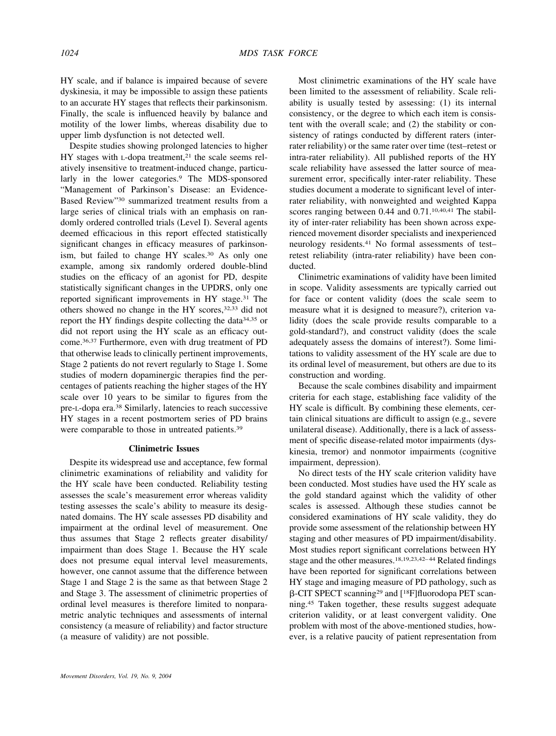HY scale, and if balance is impaired because of severe dyskinesia, it may be impossible to assign these patients to an accurate HY stages that reflects their parkinsonism. Finally, the scale is influenced heavily by balance and motility of the lower limbs, whereas disability due to upper limb dysfunction is not detected well.

Despite studies showing prolonged latencies to higher HY stages with L-dopa treatment,[21] the scale seems relatively insensitive to treatment-induced change, particularly in the lower categories.[9] The MDS-sponsored "Management of Parkinson's Disease: an Evidence-Based Review"[30] summarized treatment results from a large series of clinical trials with an emphasis on randomly ordered controlled trials (Level I). Several agents deemed efficacious in this report effected statistically significant changes in efficacy measures of parkinsonism, but failed to change HY scales.[30] As only one example, among six randomly ordered double-blind studies on the efficacy of an agonist for PD, despite statistically significant changes in the UPDRS, only one reported significant improvements in HY stage.[31] The others showed no change in the HY scores,[32,33] did not report the HY findings despite collecting the data[34,35] or did not report using the HY scale as an efficacy outcome.[36,37] Furthermore, even with drug treatment of PD that otherwise leads to clinically pertinent improvements, Stage 2 patients do not revert regularly to Stage 1. Some studies of modern dopaminergic therapies find the percentages of patients reaching the higher stages of the HY scale over 10 years to be similar to figures from the pre-L-dopa era.[38] Similarly, latencies to reach successive HY stages in a recent postmortem series of PD brains were comparable to those in untreated patients.[39]

## Clinimetric Issues

Despite its widespread use and acceptance, few formal clinimetric examinations of reliability and validity for the HY scale have been conducted. Reliability testing assesses the scale's measurement error whereas validity testing assesses the scale's ability to measure its designated domains. The HY scale assesses PD disability and impairment at the ordinal level of measurement. One thus assumes that Stage 2 reflects greater disability/impairment than does Stage 1. Because the HY scale does not presume equal interval level measurements, however, one cannot assume that the difference between Stage 1 and Stage 2 is the same as that between Stage 2 and Stage 3. The assessment of clinimetric properties of ordinal level measures is therefore limited to nonparametric analytic techniques and assessments of internal consistency (a measure of reliability) and factor structure (a measure of validity) are not possible.

Most clinimetric examinations of the HY scale have been limited to the assessment of reliability. Scale reliability is usually tested by assessing: (1) its internal consistency, or the degree to which each item is consistent with the overall scale; and (2) the stability or consistency of ratings conducted by different raters (inter-rater reliability) or the same rater over time (test–retest or intra-rater reliability). All published reports of the HY scale reliability have assessed the latter source of measurement error, specifically inter-rater reliability. These studies document a moderate to significant level of inter-rater reliability, with nonweighted and weighted Kappa scores ranging between 0.44 and 0.71.[10,40,41] The stability of inter-rater reliability has been shown across experienced movement disorder specialists and inexperienced neurology residents.[41] No formal assessments of test–retest reliability (intra-rater reliability) have been conducted.

Clinimetric examinations of validity have been limited in scope. Validity assessments are typically carried out for face or content validity (does the scale seem to measure what it is designed to measure?), criterion validity (does the scale provide results comparable to a gold-standard?), and construct validity (does the scale adequately assess the domains of interest?). Some limitations to validity assessment of the HY scale are due to its ordinal level of measurement, but others are due to its construction and wording.

Because the scale combines disability and impairment criteria for each stage, establishing face validity of the HY scale is difficult. By combining these elements, certain clinical situations are difficult to assign (e.g., severe unilateral disease). Additionally, there is a lack of assessment of specific disease-related motor impairments (dyskinesia, tremor) and nonmotor impairments (cognitive impairment, depression).

No direct tests of the HY scale criterion validity have been conducted. Most studies have used the HY scale as the gold standard against which the validity of other scales is assessed. Although these studies cannot be considered examinations of HY scale validity, they do provide some assessment of the relationship between HY staging and other measures of PD impairment/disability. Most studies report significant correlations between HY stage and the other measures.[18,19,23,42–44] Related findings have been reported for significant correlations between HY stage and imaging measure of PD pathology, such as β-CIT SPECT scanning[29] and [$^{18}$F]fluorodopa PET scanning.[45] Taken together, these results suggest adequate criterion validity, or at least convergent validity. One problem with most of the above-mentioned studies, however, is a relative paucity of patient representation from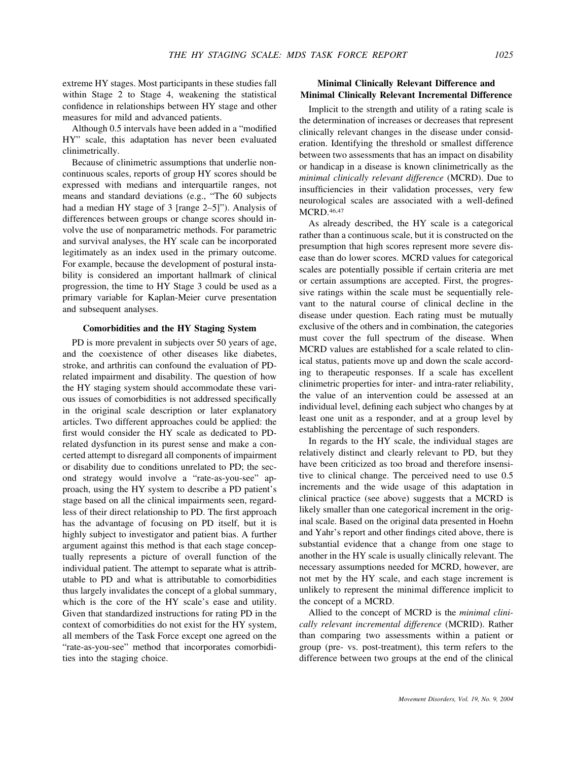extreme HY stages. Most participants in these studies fall within Stage 2 to Stage 4, weakening the statistical confidence in relationships between HY stage and other measures for mild and advanced patients.

Although 0.5 intervals have been added in a "modified HY" scale, this adaptation has never been evaluated clinimetrically.

Because of clinimetric assumptions that underlie noncontinuous scales, reports of group HY scores should be expressed with medians and interquartile ranges, not means and standard deviations (e.g., "The 60 subjects had a median HY stage of 3 [range 2–5]"). Analysis of differences between groups or change scores should involve the use of nonparametric methods. For parametric and survival analyses, the HY scale can be incorporated legitimately as an index used in the primary outcome. For example, because the development of postural instability is considered an important hallmark of clinical progression, the time to HY Stage 3 could be used as a primary variable for Kaplan-Meier curve presentation and subsequent analyses.

### Comorbidities and the HY Staging System

PD is more prevalent in subjects over 50 years of age, and the coexistence of other diseases like diabetes, stroke, and arthritis can confound the evaluation of PD-related impairment and disability. The question of how the HY staging system should accommodate these various issues of comorbidities is not addressed specifically in the original scale description or later explanatory articles. Two different approaches could be applied: the first would consider the HY scale as dedicated to PD-related dysfunction in its purest sense and make a concerted attempt to disregard all components of impairment or disability due to conditions unrelated to PD; the second strategy would involve a "rate-as-you-see" approach, using the HY system to describe a PD patient's stage based on all the clinical impairments seen, regardless of their direct relationship to PD. The first approach has the advantage of focusing on PD itself, but it is highly subject to investigator and patient bias. A further argument against this method is that each stage conceptually represents a picture of overall function of the individual patient. The attempt to separate what is attributable to PD and what is attributable to comorbidities thus largely invalidates the concept of a global summary, which is the core of the HY scale's ease and utility. Given that standardized instructions for rating PD in the context of comorbidities do not exist for the HY system, all members of the Task Force except one agreed on the "rate-as-you-see" method that incorporates comorbidities into the staging choice.

### Minimal Clinically Relevant Difference and Minimal Clinically Relevant Incremental Difference

Implicit to the strength and utility of a rating scale is the determination of increases or decreases that represent clinically relevant changes in the disease under consideration. Identifying the threshold or smallest difference between two assessments that has an impact on disability or handicap in a disease is known clinimetrically as the *minimal clinically relevant difference* (MCRD). Due to insufficiencies in their validation processes, very few neurological scales are associated with a well-defined MCRD.[46,47]

As already described, the HY scale is a categorical rather than a continuous scale, but it is constructed on the presumption that high scores represent more severe disease than do lower scores. MCRD values for categorical scales are potentially possible if certain criteria are met or certain assumptions are accepted. First, the progressive ratings within the scale must be sequentially relevant to the natural course of clinical decline in the disease under question. Each rating must be mutually exclusive of the others and in combination, the categories must cover the full spectrum of the disease. When MCRD values are established for a scale related to clinical status, patients move up and down the scale according to therapeutic responses. If a scale has excellent clinimetric properties for inter- and intra-rater reliability, the value of an intervention could be assessed at an individual level, defining each subject who changes by at least one unit as a responder, and at a group level by establishing the percentage of such responders.

In regards to the HY scale, the individual stages are relatively distinct and clearly relevant to PD, but they have been criticized as too broad and therefore insensitive to clinical change. The perceived need to use 0.5 increments and the wide usage of this adaptation in clinical practice (see above) suggests that a MCRD is likely smaller than one categorical increment in the original scale. Based on the original data presented in Hoehn and Yahr's report and other findings cited above, there is substantial evidence that a change from one stage to another in the HY scale is usually clinically relevant. The necessary assumptions needed for MCRD, however, are not met by the HY scale, and each stage increment is unlikely to represent the minimal difference implicit to the concept of a MCRD.

Allied to the concept of MCRD is the *minimal clinically relevant incremental difference* (MCRID). Rather than comparing two assessments within a patient or group (pre- vs. post-treatment), this term refers to the difference between two groups at the end of the clinical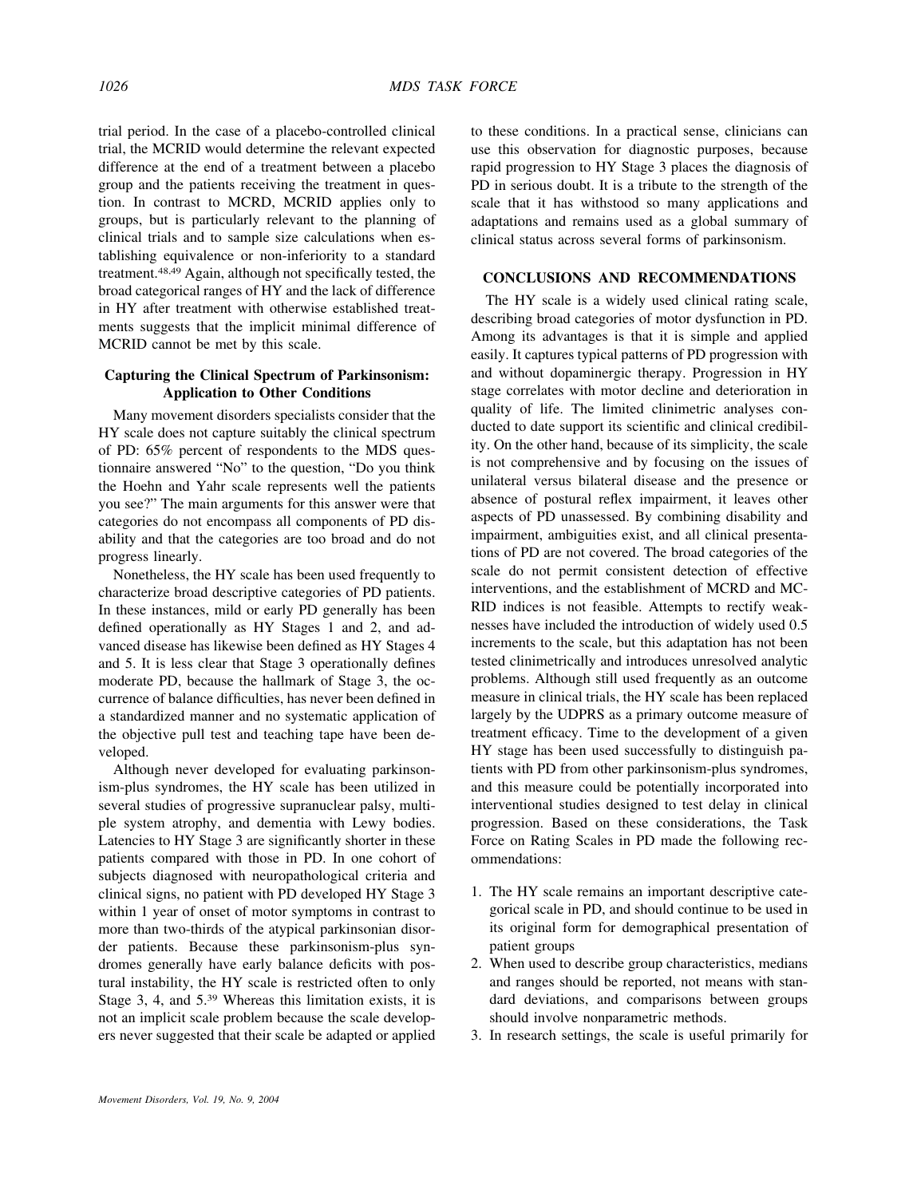trial period. In the case of a placebo-controlled clinical trial, the MCRID would determine the relevant expected difference at the end of a treatment between a placebo group and the patients receiving the treatment in question. In contrast to MCRD, MCRID applies only to groups, but is particularly relevant to the planning of clinical trials and to sample size calculations when establishing equivalence or non-inferiority to a standard treatment.[48,49] Again, although not specifically tested, the broad categorical ranges of HY and the lack of difference in HY after treatment with otherwise established treatments suggests that the implicit minimal difference of MCRID cannot be met by this scale.

### Capturing the Clinical Spectrum of Parkinsonism: Application to Other Conditions

Many movement disorders specialists consider that the HY scale does not capture suitably the clinical spectrum of PD: 65% percent of respondents to the MDS questionnaire answered "No" to the question, "Do you think the Hoehn and Yahr scale represents well the patients you see?" The main arguments for this answer were that categories do not encompass all components of PD disability and that the categories are too broad and do not progress linearly.

Nonetheless, the HY scale has been used frequently to characterize broad descriptive categories of PD patients. In these instances, mild or early PD generally has been defined operationally as HY Stages 1 and 2, and advanced disease has likewise been defined as HY Stages 4 and 5. It is less clear that Stage 3 operationally defines moderate PD, because the hallmark of Stage 3, the occurrence of balance difficulties, has never been defined in a standardized manner and no systematic application of the objective pull test and teaching tape have been developed.

Although never developed for evaluating parkinsonism-plus syndromes, the HY scale has been utilized in several studies of progressive supranuclear palsy, multiple system atrophy, and dementia with Lewy bodies. Latencies to HY Stage 3 are significantly shorter in these patients compared with those in PD. In one cohort of subjects diagnosed with neuropathological criteria and clinical signs, no patient with PD developed HY Stage 3 within 1 year of onset of motor symptoms in contrast to more than two-thirds of the atypical parkinsonian disorder patients. Because these parkinsonism-plus syndromes generally have early balance deficits with postural instability, the HY scale is restricted often to only Stage 3, 4, and 5.[39] Whereas this limitation exists, it is not an implicit scale problem because the scale developers never suggested that their scale be adapted or applied to these conditions. In a practical sense, clinicians can use this observation for diagnostic purposes, because rapid progression to HY Stage 3 places the diagnosis of PD in serious doubt. It is a tribute to the strength of the scale that it has withstood so many applications and adaptations and remains used as a global summary of clinical status across several forms of parkinsonism.

## CONCLUSIONS AND RECOMMENDATIONS

The HY scale is a widely used clinical rating scale, describing broad categories of motor dysfunction in PD. Among its advantages is that it is simple and applied easily. It captures typical patterns of PD progression with and without dopaminergic therapy. Progression in HY stage correlates with motor decline and deterioration in quality of life. The limited clinimetric analyses conducted to date support its scientific and clinical credibility. On the other hand, because of its simplicity, the scale is not comprehensive and by focusing on the issues of unilateral versus bilateral disease and the presence or absence of postural reflex impairment, it leaves other aspects of PD unassessed. By combining disability and impairment, ambiguities exist, and all clinical presentations of PD are not covered. The broad categories of the scale do not permit consistent detection of effective interventions, and the establishment of MCRD and MCRID indices is not feasible. Attempts to rectify weaknesses have included the introduction of widely used 0.5 increments to the scale, but this adaptation has not been tested clinimetrically and introduces unresolved analytic problems. Although still used frequently as an outcome measure in clinical trials, the HY scale has been replaced largely by the UDPRS as a primary outcome measure of treatment efficacy. Time to the development of a given HY stage has been used successfully to distinguish patients with PD from other parkinsonism-plus syndromes, and this measure could be potentially incorporated into interventional studies designed to test delay in clinical progression. Based on these considerations, the Task Force on Rating Scales in PD made the following recommendations:

1. The HY scale remains an important descriptive categorical scale in PD, and should continue to be used in its original form for demographical presentation of patient groups
2. When used to describe group characteristics, medians and ranges should be reported, not means with standard deviations, and comparisons between groups should involve nonparametric methods.
3. In research settings, the scale is useful primarily for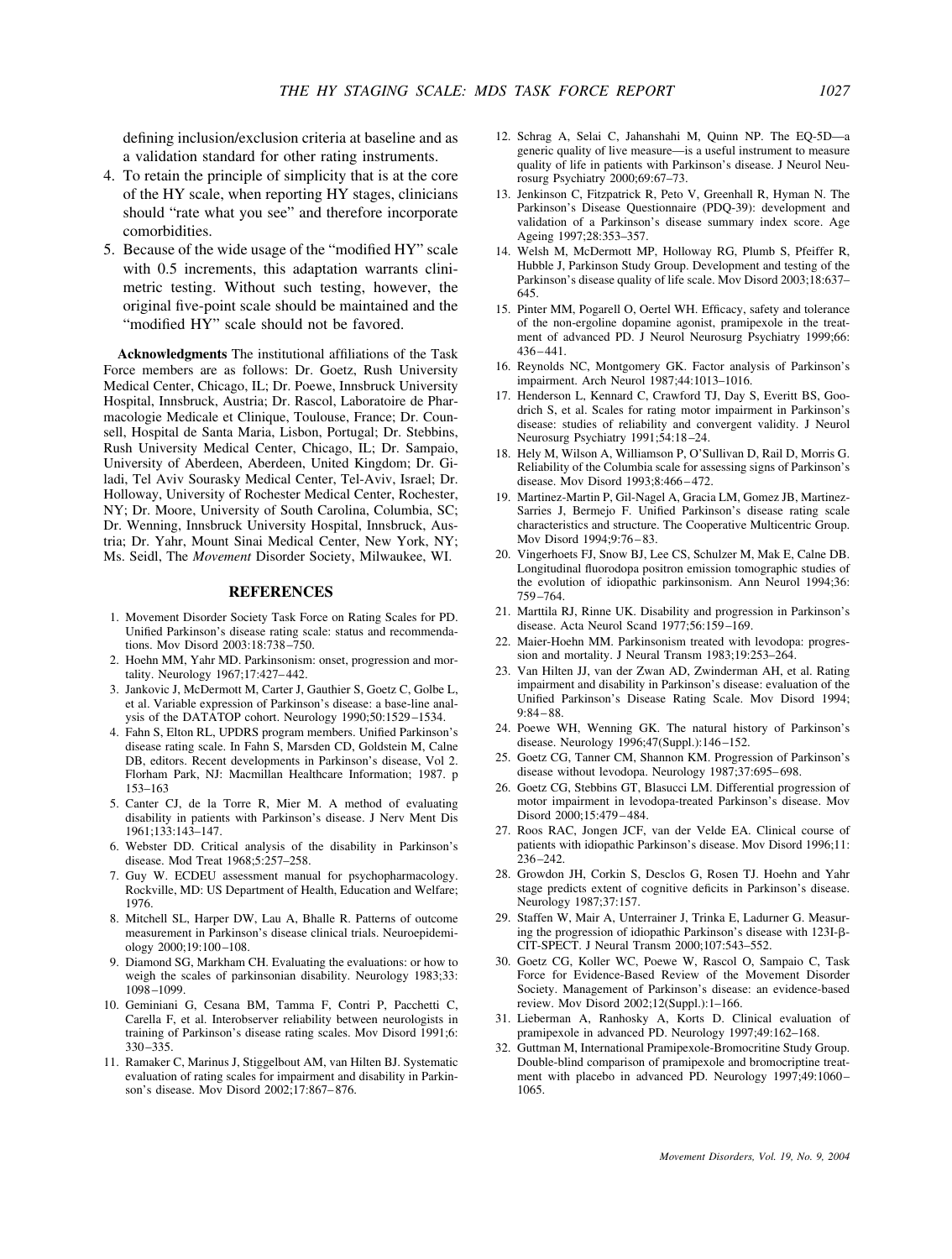defining inclusion/exclusion criteria at baseline and as a validation standard for other rating instruments.

4. To retain the principle of simplicity that is at the core of the HY scale, when reporting HY stages, clinicians should "rate what you see" and therefore incorporate comorbidities.
5. Because of the wide usage of the "modified HY" scale with 0.5 increments, this adaptation warrants clinimetric testing. Without such testing, however, the original five-point scale should be maintained and the "modified HY" scale should not be favored.

**Acknowledgments** The institutional affiliations of the Task Force members are as follows: Dr. Goetz, Rush University Medical Center, Chicago, IL; Dr. Poewe, Innsbruck University Hospital, Innsbruck, Austria; Dr. Rascol, Laboratoire de Pharmacologie Medicale et Clinique, Toulouse, France; Dr. Counsell, Hospital de Santa Maria, Lisbon, Portugal; Dr. Stebbins, Rush University Medical Center, Chicago, IL; Dr. Sampaio, University of Aberdeen, Aberdeen, United Kingdom; Dr. Giladi, Tel Aviv Sourasky Medical Center, Tel-Aviv, Israel; Dr. Holloway, University of Rochester Medical Center, Rochester, NY; Dr. Moore, University of South Carolina, Columbia, SC; Dr. Wenning, Innsbruck University Hospital, Innsbruck, Austria; Dr. Yahr, Mount Sinai Medical Center, New York, NY; Ms. Seidl, The *Movement* Disorder Society, Milwaukee, WI.

## REFERENCES

1. Movement Disorder Society Task Force on Rating Scales for PD. Unified Parkinson's disease rating scale: status and recommendations. Mov Disord 2003:18:738–750.
2. Hoehn MM, Yahr MD. Parkinsonism: onset, progression and mortality. Neurology 1967;17:427–442.
3. Jankovic J, McDermott M, Carter J, Gauthier S, Goetz C, Golbe L, et al. Variable expression of Parkinson's disease: a base-line analysis of the DATATOP cohort. Neurology 1990;50:1529–1534.
4. Fahn S, Elton RL, UPDRS program members. Unified Parkinson's disease rating scale. In Fahn S, Marsden CD, Goldstein M, Calne DB, editors. Recent developments in Parkinson's disease, Vol 2. Florham Park, NJ: Macmillan Healthcare Information; 1987. p 153–163
5. Canter CJ, de la Torre R, Mier M. A method of evaluating disability in patients with Parkinson's disease. J Nerv Ment Dis 1961;133:143–147.
6. Webster DD. Critical analysis of the disability in Parkinson's disease. Mod Treat 1968;5:257–258.
7. Guy W. ECDEU assessment manual for psychopharmacology. Rockville, MD: US Department of Health, Education and Welfare; 1976.
8. Mitchell SL, Harper DW, Lau A, Bhalle R. Patterns of outcome measurement in Parkinson's disease clinical trials. Neuroepidemiology 2000;19:100–108.
9. Diamond SG, Markham CH. Evaluating the evaluations: or how to weigh the scales of parkinsonian disability. Neurology 1983;33:1098–1099.
10. Geminiani G, Cesana BM, Tamma F, Contri P, Pacchetti C, Carella F, et al. Interobserver reliability between neurologists in training of Parkinson's disease rating scales. Mov Disord 1991;6:330–335.
11. Ramaker C, Marinus J, Stiggelbout AM, van Hilten BJ. Systematic evaluation of rating scales for impairment and disability in Parkinson's disease. Mov Disord 2002;17:867–876.
12. Schrag A, Selai C, Jahanshahi M, Quinn NP. The EQ-5D—a generic quality of live measure—is a useful instrument to measure quality of life in patients with Parkinson's disease. J Neurol Neurosurg Psychiatry 2000;69:67–73.
13. Jenkinson C, Fitzpatrick R, Peto V, Greenhall R, Hyman N. The Parkinson's Disease Questionnaire (PDQ-39): development and validation of a Parkinson's disease summary index score. Age Ageing 1997;28:353–357.
14. Welsh M, McDermott MP, Holloway RG, Plumb S, Pfeiffer R, Hubble J, Parkinson Study Group. Development and testing of the Parkinson's disease quality of life scale. Mov Disord 2003;18:637–645.
15. Pinter MM, Pogarell O, Oertel WH. Efficacy, safety and tolerance of the non-ergoline dopamine agonist, pramipexole in the treatment of advanced PD. J Neurol Neurosurg Psychiatry 1999;66:436–441.
16. Reynolds NC, Montgomery GK. Factor analysis of Parkinson's impairment. Arch Neurol 1987;44:1013–1016.
17. Henderson L, Kennard C, Crawford TJ, Day S, Everitt BS, Goodrich S, et al. Scales for rating motor impairment in Parkinson's disease: studies of reliability and convergent validity. J Neurol Neurosurg Psychiatry 1991;54:18–24.
18. Hely M, Wilson A, Williamson P, O'Sullivan D, Rail D, Morris G. Reliability of the Columbia scale for assessing signs of Parkinson's disease. Mov Disord 1993;8:466–472.
19. Martinez-Martin P, Gil-Nagel A, Gracia LM, Gomez JB, Martinez-Sarries J, Bermejo F. Unified Parkinson's disease rating scale characteristics and structure. The Cooperative Multicentric Group. Mov Disord 1994;9:76–83.
20. Vingerhoets FJ, Snow BJ, Lee CS, Schulzer M, Mak E, Calne DB. Longitudinal fluorodopa positron emission tomographic studies of the evolution of idiopathic parkinsonism. Ann Neurol 1994;36:759–764.
21. Marttila RJ, Rinne UK. Disability and progression in Parkinson's disease. Acta Neurol Scand 1977;56:159–169.
22. Maier-Hoehn MM. Parkinsonism treated with levodopa: progression and mortality. J Neural Transm 1983;19:253–264.
23. Van Hilten JJ, van der Zwan AD, Zwinderman AH, et al. Rating impairment and disability in Parkinson's disease: evaluation of the Unified Parkinson's Disease Rating Scale. Mov Disord 1994;9:84–88.
24. Poewe WH, Wenning GK. The natural history of Parkinson's disease. Neurology 1996;47(Suppl.):146–152.
25. Goetz CG, Tanner CM, Shannon KM. Progression of Parkinson's disease without levodopa. Neurology 1987;37:695–698.
26. Goetz CG, Stebbins GT, Blasucci LM. Differential progression of motor impairment in levodopa-treated Parkinson's disease. Mov Disord 2000;15:479–484.
27. Roos RAC, Jongen JCF, van der Velde EA. Clinical course of patients with idiopathic Parkinson's disease. Mov Disord 1996;11:236–242.
28. Growdon JH, Corkin S, Desclos G, Rosen TJ. Hoehn and Yahr stage predicts extent of cognitive deficits in Parkinson's disease. Neurology 1987;37:157.
29. Staffen W, Mair A, Unterrainer J, Trinka E, Ladurner G. Measuring the progression of idiopathic Parkinson's disease with 123I-β-CIT-SPECT. J Neural Transm 2000;107:543–552.
30. Goetz CG, Koller WC, Poewe W, Rascol O, Sampaio C, Task Force for Evidence-Based Review of the Movement Disorder Society. Management of Parkinson's disease: an evidence-based review. Mov Disord 2002;12(Suppl.):1–166.
31. Lieberman A, Ranhosky A, Korts D. Clinical evaluation of pramipexole in advanced PD. Neurology 1997;49:162–168.
32. Guttman M, International Pramipexole-Bromocritine Study Group. Double-blind comparison of pramipexole and bromocriptine treatment with placebo in advanced PD. Neurology 1997;49:1060–1065.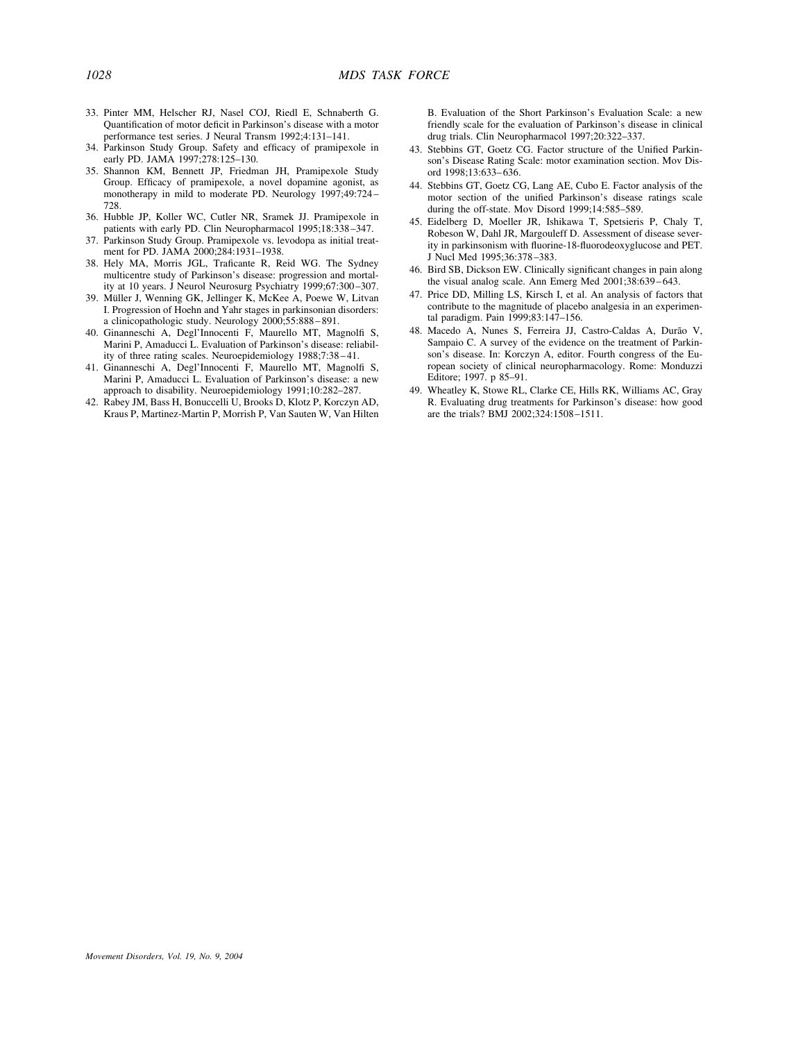33. Pinter MM, Helscher RJ, Nasel COJ, Riedl E, Schnaberth G. Quantification of motor deficit in Parkinson's disease with a motor performance test series. J Neural Transm 1992;4:131–141.
34. Parkinson Study Group. Safety and efficacy of pramipexole in early PD. JAMA 1997;278:125–130.
35. Shannon KM, Bennett JP, Friedman JH, Pramipexole Study Group. Efficacy of pramipexole, a novel dopamine agonist, as monotherapy in mild to moderate PD. Neurology 1997;49:724–728.
36. Hubble JP, Koller WC, Cutler NR, Sramek JJ. Pramipexole in patients with early PD. Clin Neuropharmacol 1995;18:338–347.
37. Parkinson Study Group. Pramipexole vs. levodopa as initial treatment for PD. JAMA 2000;284:1931–1938.
38. Hely MA, Morris JGL, Traficante R, Reid WG. The Sydney multicentre study of Parkinson's disease: progression and mortality at 10 years. J Neurol Neurosurg Psychiatry 1999;67:300–307.
39. Müller J, Wenning GK, Jellinger K, McKee A, Poewe W, Litvan I. Progression of Hoehn and Yahr stages in parkinsonian disorders: a clinicopathologic study. Neurology 2000;55:888–891.
40. Ginanneschi A, Degl'Innocenti F, Maurello MT, Magnolfi S, Marini P, Amaducci L. Evaluation of Parkinson's disease: reliability of three rating scales. Neuroepidemiology 1988;7:38–41.
41. Ginanneschi A, Degl'Innocenti F, Maurello MT, Magnolfi S, Marini P, Amaducci L. Evaluation of Parkinson's disease: a new approach to disability. Neuroepidemiology 1991;10:282–287.
42. Rabey JM, Bass H, Bonuccelli U, Brooks D, Klotz P, Korczyn AD, Kraus P, Martinez-Martin P, Morrish P, Van Sauten W, Van Hilten B. Evaluation of the Short Parkinson's Evaluation Scale: a new friendly scale for the evaluation of Parkinson's disease in clinical drug trials. Clin Neuropharmacol 1997;20:322–337.
43. Stebbins GT, Goetz CG. Factor structure of the Unified Parkinson's Disease Rating Scale: motor examination section. Mov Disord 1998;13:633–636.
44. Stebbins GT, Goetz CG, Lang AE, Cubo E. Factor analysis of the motor section of the unified Parkinson's disease ratings scale during the off-state. Mov Disord 1999;14:585–589.
45. Eidelberg D, Moeller JR, Ishikawa T, Spetsieris P, Chaly T, Robeson W, Dahl JR, Margouleff D. Assessment of disease severity in parkinsonism with fluorine-18-fluorodeoxyglucose and PET. J Nucl Med 1995;36:378–383.
46. Bird SB, Dickson EW. Clinically significant changes in pain along the visual analog scale. Ann Emerg Med 2001;38:639–643.
47. Price DD, Milling LS, Kirsch I, et al. An analysis of factors that contribute to the magnitude of placebo analgesia in an experimental paradigm. Pain 1999;83:147–156.
48. Macedo A, Nunes S, Ferreira JJ, Castro-Caldas A, Durão V, Sampaio C. A survey of the evidence on the treatment of Parkinson's disease. In: Korczyn A, editor. Fourth congress of the European society of clinical neuropharmacology. Rome: Monduzzi Editore; 1997. p 85–91.
49. Wheatley K, Stowe RL, Clarke CE, Hills RK, Williams AC, Gray R. Evaluating drug treatments for Parkinson's disease: how good are the trials? BMJ 2002;324:1508–1511.